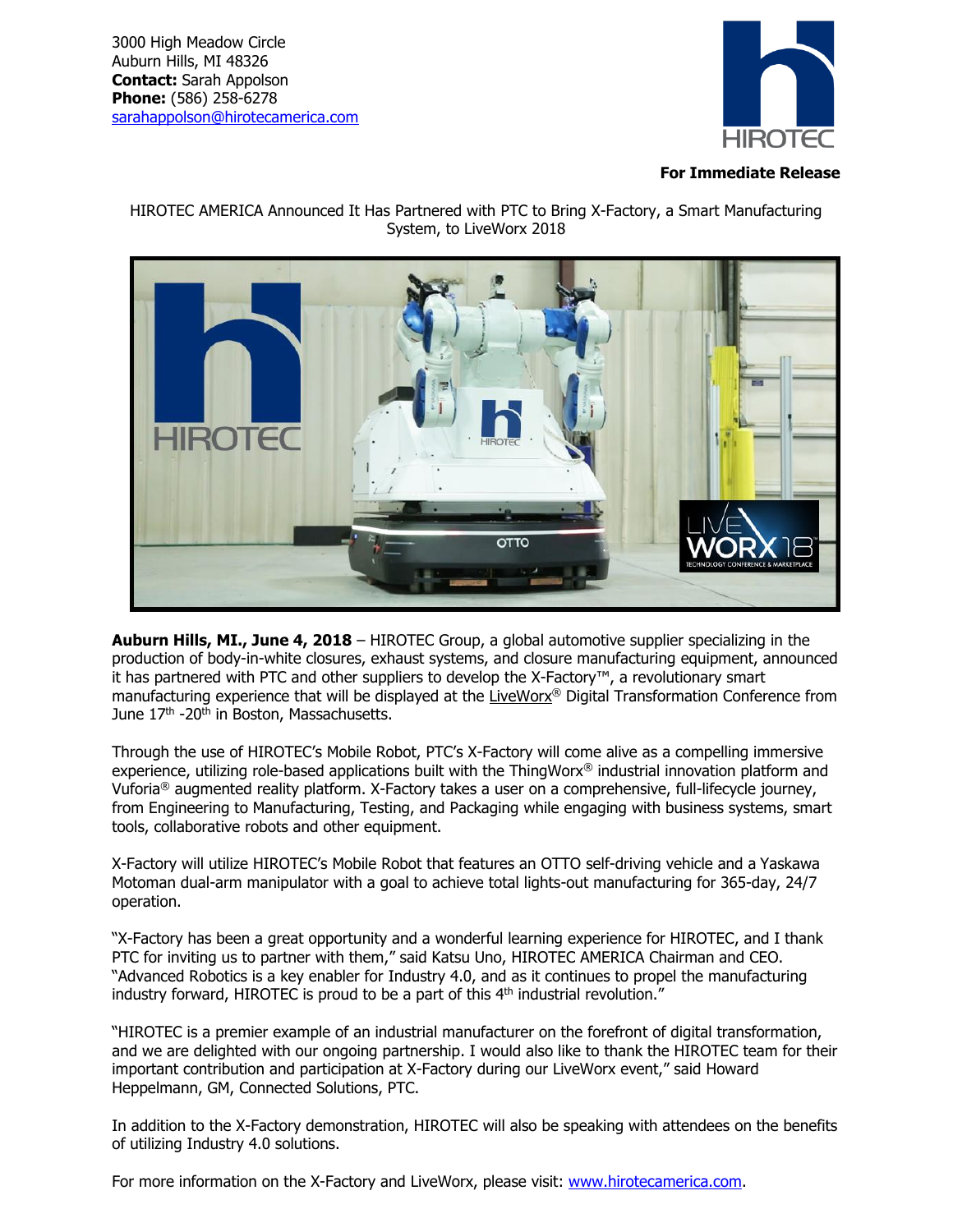3000 High Meadow Circle
Auburn Hills, MI 48326
**Contact:** Sarah Appolson
**Phone:** (586) 258-6278
sarahappolson@hirotecamerica.com

**For Immediate Release**

HIROTEC AMERICA Announced It Has Partnered with PTC to Bring X-Factory, a Smart Manufacturing System, to LiveWorx 2018

**Auburn Hills, MI., June 4, 2018** – HIROTEC Group, a global automotive supplier specializing in the production of body-in-white closures, exhaust systems, and closure manufacturing equipment, announced it has partnered with PTC and other suppliers to develop the X-Factory™, a revolutionary smart manufacturing experience that will be displayed at the LiveWorx® Digital Transformation Conference from June 17th -20th in Boston, Massachusetts.

Through the use of HIROTEC's Mobile Robot, PTC's X-Factory will come alive as a compelling immersive experience, utilizing role-based applications built with the ThingWorx® industrial innovation platform and Vuforia® augmented reality platform. X-Factory takes a user on a comprehensive, full-lifecycle journey, from Engineering to Manufacturing, Testing, and Packaging while engaging with business systems, smart tools, collaborative robots and other equipment.

X-Factory will utilize HIROTEC's Mobile Robot that features an OTTO self-driving vehicle and a Yaskawa Motoman dual-arm manipulator with a goal to achieve total lights-out manufacturing for 365-day, 24/7 operation.

"X-Factory has been a great opportunity and a wonderful learning experience for HIROTEC, and I thank PTC for inviting us to partner with them," said Katsu Uno, HIROTEC AMERICA Chairman and CEO. "Advanced Robotics is a key enabler for Industry 4.0, and as it continues to propel the manufacturing industry forward, HIROTEC is proud to be a part of this 4th industrial revolution."

"HIROTEC is a premier example of an industrial manufacturer on the forefront of digital transformation, and we are delighted with our ongoing partnership. I would also like to thank the HIROTEC team for their important contribution and participation at X-Factory during our LiveWorx event," said Howard Heppelmann, GM, Connected Solutions, PTC.

In addition to the X-Factory demonstration, HIROTEC will also be speaking with attendees on the benefits of utilizing Industry 4.0 solutions.

For more information on the X-Factory and LiveWorx, please visit: www.hirotecamerica.com.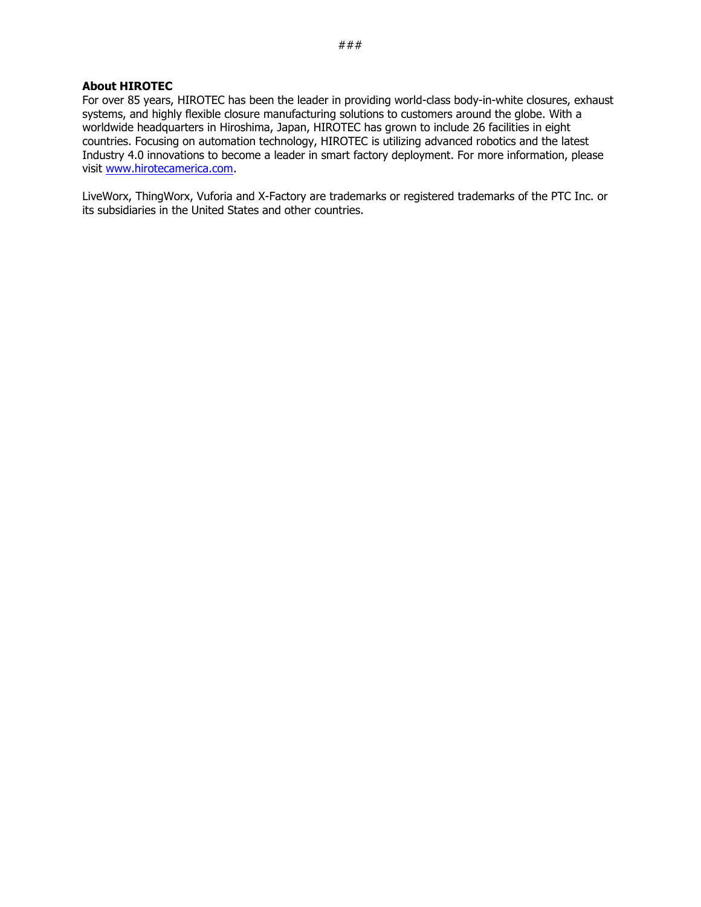###

**About HIROTEC**
For over 85 years, HIROTEC has been the leader in providing world-class body-in-white closures, exhaust systems, and highly flexible closure manufacturing solutions to customers around the globe. With a worldwide headquarters in Hiroshima, Japan, HIROTEC has grown to include 26 facilities in eight countries. Focusing on automation technology, HIROTEC is utilizing advanced robotics and the latest Industry 4.0 innovations to become a leader in smart factory deployment. For more information, please visit [www.hirotecamerica.com](http://www.hirotecamerica.com).

LiveWorx, ThingWorx, Vuforia and X-Factory are trademarks or registered trademarks of the PTC Inc. or its subsidiaries in the United States and other countries.